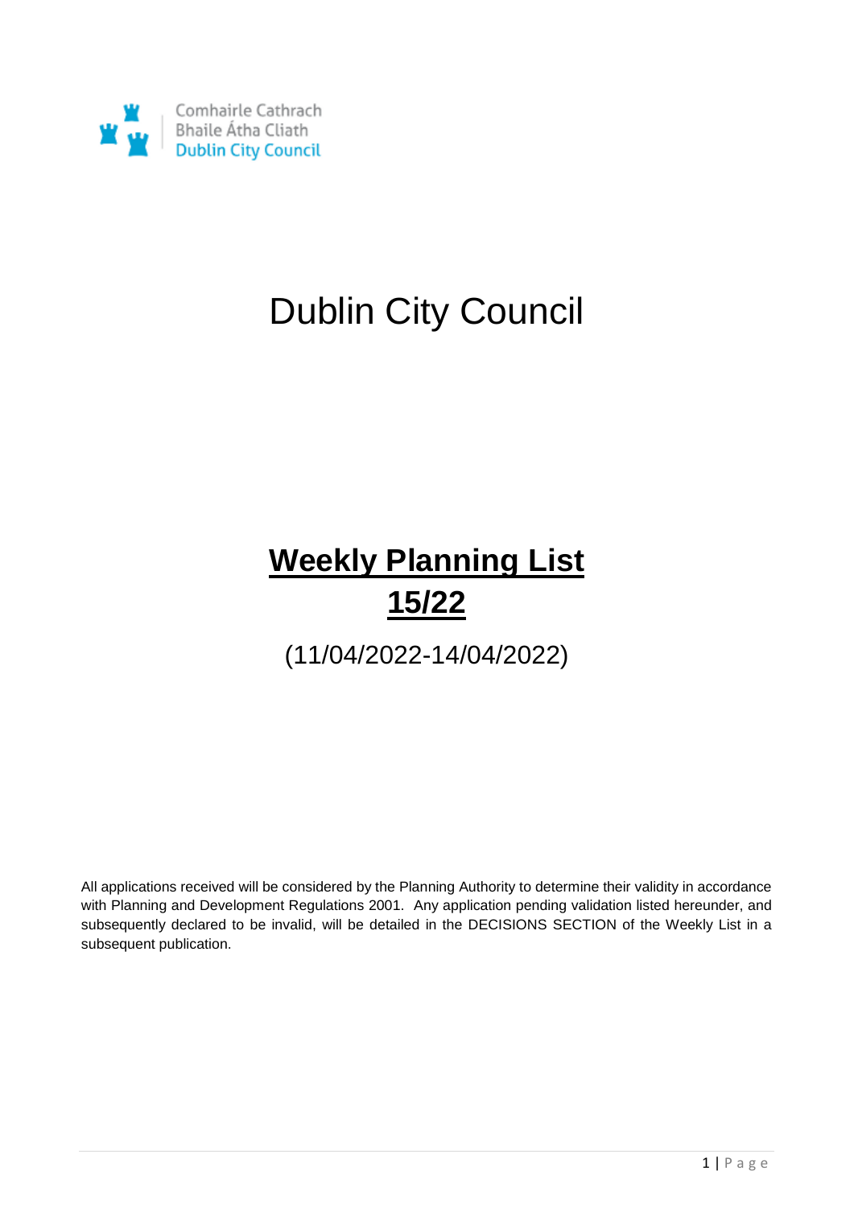Comhairle Cathrach
Bhaile Átha Cliath
Dublin City Council

# Dublin City Council

# **Weekly Planning List 15/22**

(11/04/2022-14/04/2022)

All applications received will be considered by the Planning Authority to determine their validity in accordance with Planning and Development Regulations 2001. Any application pending validation listed hereunder, and subsequently declared to be invalid, will be detailed in the DECISIONS SECTION of the Weekly List in a subsequent publication.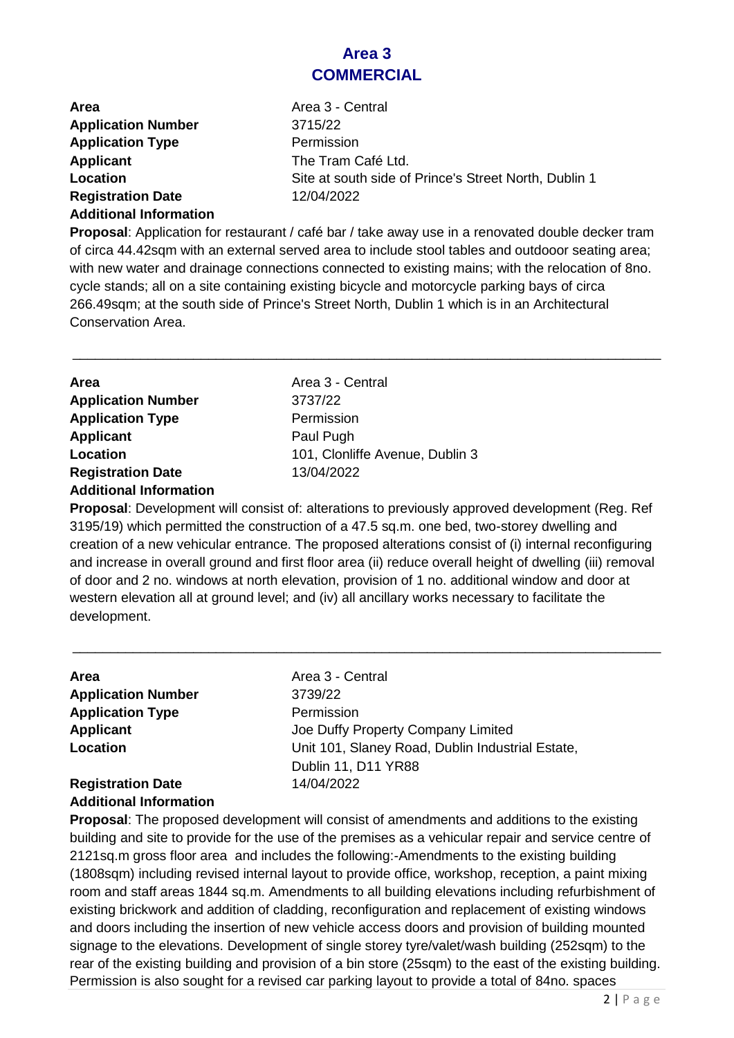# Area 3
# COMMERCIAL

**Area** Area 3 - Central
**Application Number** 3715/22
**Application Type** Permission
**Applicant** The Tram Café Ltd.
**Location** Site at south side of Prince's Street North, Dublin 1
**Registration Date** 12/04/2022
**Additional Information**

**Proposal**: Application for restaurant / café bar / take away use in a renovated double decker tram of circa 44.42sqm with an external served area to include stool tables and outdooor seating area; with new water and drainage connections connected to existing mains; with the relocation of 8no. cycle stands; all on a site containing existing bicycle and motorcycle parking bays of circa 266.49sqm; at the south side of Prince's Street North, Dublin 1 which is in an Architectural Conservation Area.

---

**Area** Area 3 - Central
**Application Number** 3737/22
**Application Type** Permission
**Applicant** Paul Pugh
**Location** 101, Clonliffe Avenue, Dublin 3
**Registration Date** 13/04/2022
**Additional Information**

**Proposal**: Development will consist of: alterations to previously approved development (Reg. Ref 3195/19) which permitted the construction of a 47.5 sq.m. one bed, two-storey dwelling and creation of a new vehicular entrance. The proposed alterations consist of (i) internal reconfiguring and increase in overall ground and first floor area (ii) reduce overall height of dwelling (iii) removal of door and 2 no. windows at north elevation, provision of 1 no. additional window and door at western elevation all at ground level; and (iv) all ancillary works necessary to facilitate the development.

---

**Area** Area 3 - Central
**Application Number** 3739/22
**Application Type** Permission
**Applicant** Joe Duffy Property Company Limited
**Location** Unit 101, Slaney Road, Dublin Industrial Estate, Dublin 11, D11 YR88
**Registration Date** 14/04/2022
**Additional Information**

**Proposal**: The proposed development will consist of amendments and additions to the existing building and site to provide for the use of the premises as a vehicular repair and service centre of 2121sq.m gross floor area and includes the following:-Amendments to the existing building (1808sqm) including revised internal layout to provide office, workshop, reception, a paint mixing room and staff areas 1844 sq.m. Amendments to all building elevations including refurbishment of existing brickwork and addition of cladding, reconfiguration and replacement of existing windows and doors including the insertion of new vehicle access doors and provision of building mounted signage to the elevations. Development of single storey tyre/valet/wash building (252sqm) to the rear of the existing building and provision of a bin store (25sqm) to the east of the existing building. Permission is also sought for a revised car parking layout to provide a total of 84no. spaces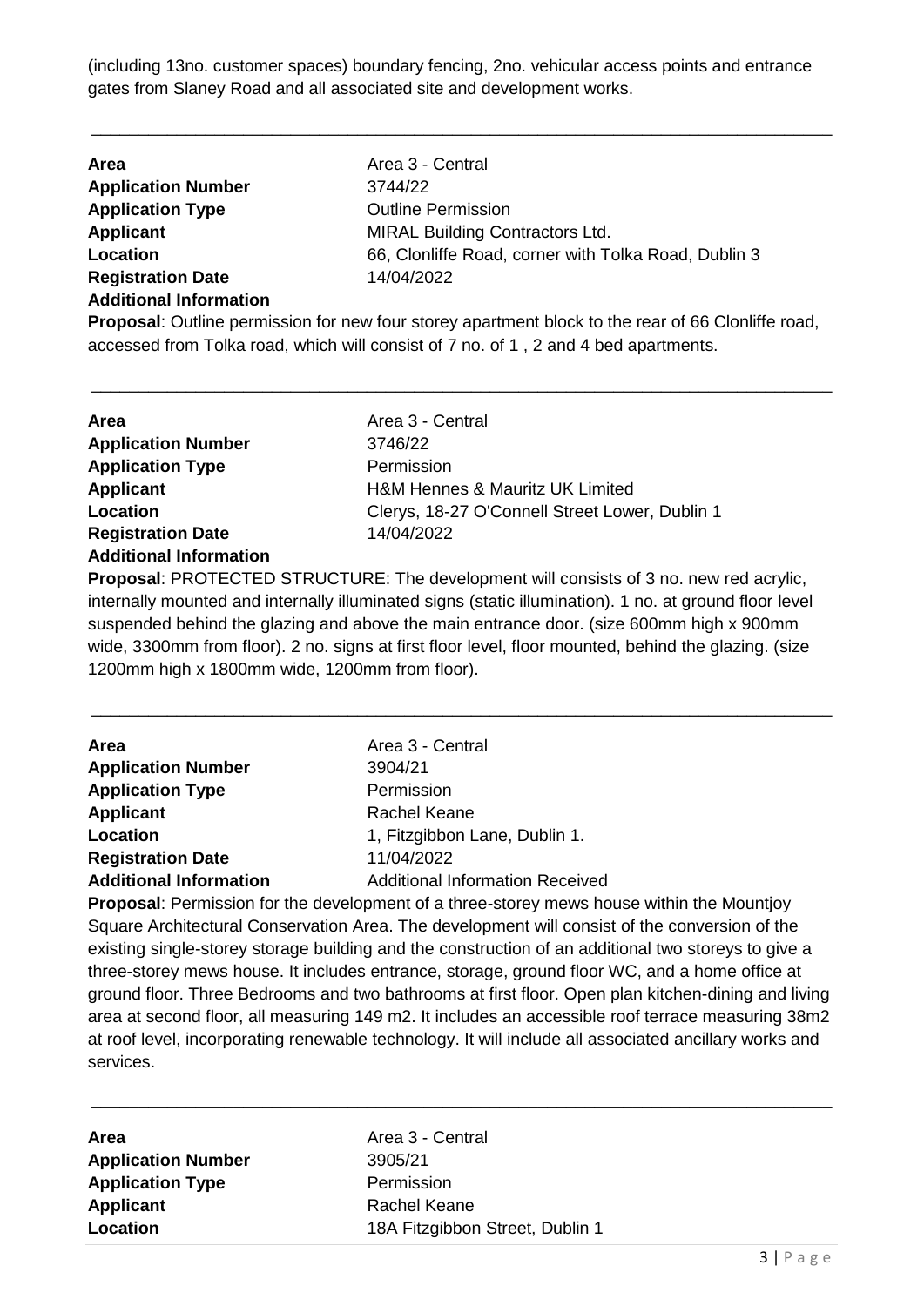(including 13no. customer spaces) boundary fencing, 2no. vehicular access points and entrance gates from Slaney Road and all associated site and development works.

---

**Area** Area 3 - Central
**Application Number** 3744/22
**Application Type** Outline Permission
**Applicant** MIRAL Building Contractors Ltd.
**Location** 66, Clonliffe Road, corner with Tolka Road, Dublin 3
**Registration Date** 14/04/2022
**Additional Information**

**Proposal**: Outline permission for new four storey apartment block to the rear of 66 Clonliffe road, accessed from Tolka road, which will consist of 7 no. of 1 , 2 and 4 bed apartments.

---

**Area** Area 3 - Central
**Application Number** 3746/22
**Application Type** Permission
**Applicant** H&M Hennes & Mauritz UK Limited
**Location** Clerys, 18-27 O'Connell Street Lower, Dublin 1
**Registration Date** 14/04/2022
**Additional Information**

**Proposal**: PROTECTED STRUCTURE: The development will consists of 3 no. new red acrylic, internally mounted and internally illuminated signs (static illumination). 1 no. at ground floor level suspended behind the glazing and above the main entrance door. (size 600mm high x 900mm wide, 3300mm from floor). 2 no. signs at first floor level, floor mounted, behind the glazing. (size 1200mm high x 1800mm wide, 1200mm from floor).

---

**Area** Area 3 - Central
**Application Number** 3904/21
**Application Type** Permission
**Applicant** Rachel Keane
**Location** 1, Fitzgibbon Lane, Dublin 1.
**Registration Date** 11/04/2022
**Additional Information** Additional Information Received

**Proposal**: Permission for the development of a three-storey mews house within the Mountjoy Square Architectural Conservation Area. The development will consist of the conversion of the existing single-storey storage building and the construction of an additional two storeys to give a three-storey mews house. It includes entrance, storage, ground floor WC, and a home office at ground floor. Three Bedrooms and two bathrooms at first floor. Open plan kitchen-dining and living area at second floor, all measuring 149 m2. It includes an accessible roof terrace measuring 38m2 at roof level, incorporating renewable technology. It will include all associated ancillary works and services.

---

**Area** Area 3 - Central
**Application Number** 3905/21
**Application Type** Permission
**Applicant** Rachel Keane
**Location** 18A Fitzgibbon Street, Dublin 1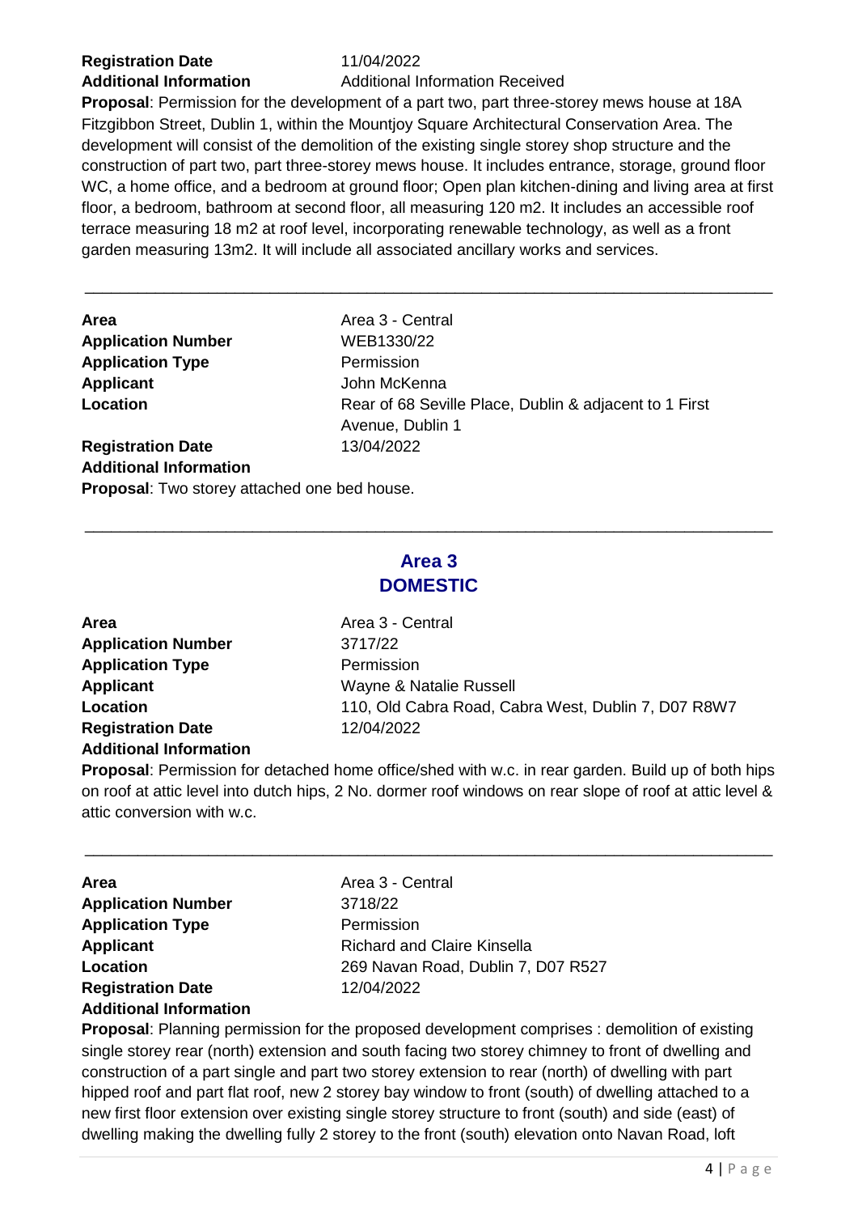**Registration Date** 11/04/2022
**Additional Information** Additional Information Received
**Proposal**: Permission for the development of a part two, part three-storey mews house at 18A Fitzgibbon Street, Dublin 1, within the Mountjoy Square Architectural Conservation Area. The development will consist of the demolition of the existing single storey shop structure and the construction of part two, part three-storey mews house. It includes entrance, storage, ground floor WC, a home office, and a bedroom at ground floor; Open plan kitchen-dining and living area at first floor, a bedroom, bathroom at second floor, all measuring 120 m2. It includes an accessible roof terrace measuring 18 m2 at roof level, incorporating renewable technology, as well as a front garden measuring 13m2. It will include all associated ancillary works and services.

---

**Area** Area 3 - Central
**Application Number** WEB1330/22
**Application Type** Permission
**Applicant** John McKenna
**Location** Rear of 68 Seville Place, Dublin & adjacent to 1 First Avenue, Dublin 1
**Registration Date** 13/04/2022
**Additional Information**
**Proposal**: Two storey attached one bed house.

---

## Area 3
## DOMESTIC

**Area** Area 3 - Central
**Application Number** 3717/22
**Application Type** Permission
**Applicant** Wayne & Natalie Russell
**Location** 110, Old Cabra Road, Cabra West, Dublin 7, D07 R8W7
**Registration Date** 12/04/2022
**Additional Information**
**Proposal**: Permission for detached home office/shed with w.c. in rear garden. Build up of both hips on roof at attic level into dutch hips, 2 No. dormer roof windows on rear slope of roof at attic level & attic conversion with w.c.

---

**Area** Area 3 - Central
**Application Number** 3718/22
**Application Type** Permission
**Applicant** Richard and Claire Kinsella
**Location** 269 Navan Road, Dublin 7, D07 R527
**Registration Date** 12/04/2022
**Additional Information**
**Proposal**: Planning permission for the proposed development comprises : demolition of existing single storey rear (north) extension and south facing two storey chimney to front of dwelling and construction of a part single and part two storey extension to rear (north) of dwelling with part hipped roof and part flat roof, new 2 storey bay window to front (south) of dwelling attached to a new first floor extension over existing single storey structure to front (south) and side (east) of dwelling making the dwelling fully 2 storey to the front (south) elevation onto Navan Road, loft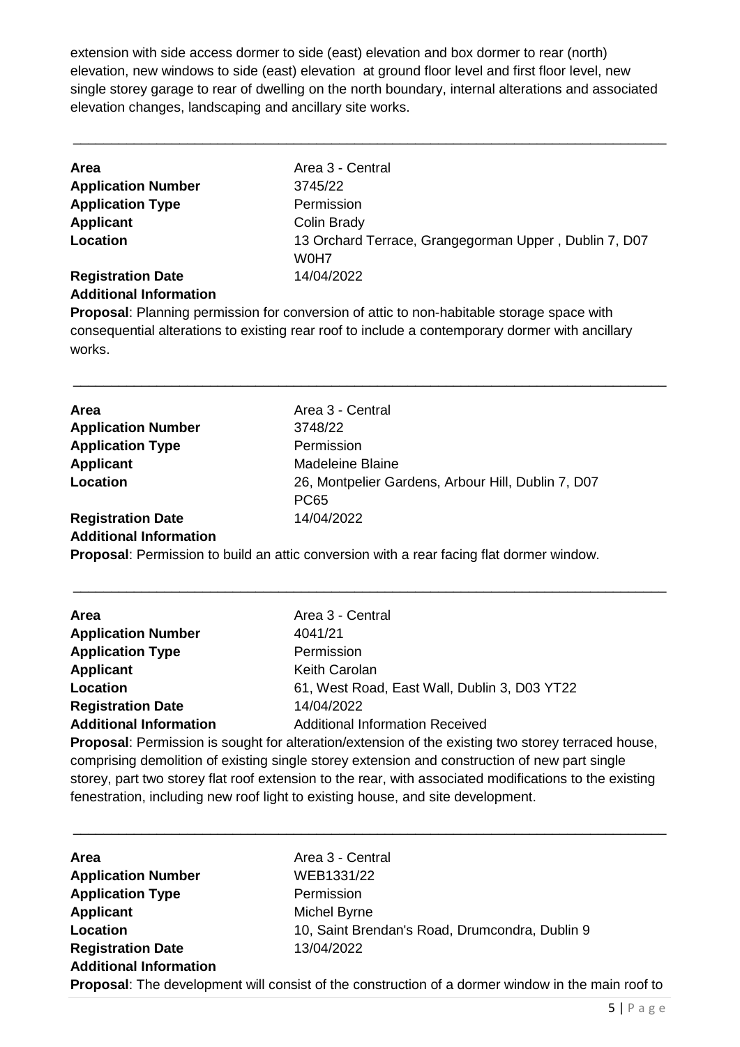extension with side access dormer to side (east) elevation and box dormer to rear (north) elevation, new windows to side (east) elevation at ground floor level and first floor level, new single storey garage to rear of dwelling on the north boundary, internal alterations and associated elevation changes, landscaping and ancillary site works.

---

**Area** Area 3 - Central
**Application Number** 3745/22
**Application Type** Permission
**Applicant** Colin Brady
**Location** 13 Orchard Terrace, Grangegorman Upper , Dublin 7, D07 W0H7
**Registration Date** 14/04/2022
**Additional Information**
**Proposal**: Planning permission for conversion of attic to non-habitable storage space with consequential alterations to existing rear roof to include a contemporary dormer with ancillary works.

---

**Area** Area 3 - Central
**Application Number** 3748/22
**Application Type** Permission
**Applicant** Madeleine Blaine
**Location** 26, Montpelier Gardens, Arbour Hill, Dublin 7, D07 PC65
**Registration Date** 14/04/2022
**Additional Information**
**Proposal**: Permission to build an attic conversion with a rear facing flat dormer window.

---

**Area** Area 3 - Central
**Application Number** 4041/21
**Application Type** Permission
**Applicant** Keith Carolan
**Location** 61, West Road, East Wall, Dublin 3, D03 YT22
**Registration Date** 14/04/2022
**Additional Information** Additional Information Received
**Proposal**: Permission is sought for alteration/extension of the existing two storey terraced house, comprising demolition of existing single storey extension and construction of new part single storey, part two storey flat roof extension to the rear, with associated modifications to the existing fenestration, including new roof light to existing house, and site development.

---

**Area** Area 3 - Central
**Application Number** WEB1331/22
**Application Type** Permission
**Applicant** Michel Byrne
**Location** 10, Saint Brendan's Road, Drumcondra, Dublin 9
**Registration Date** 13/04/2022
**Additional Information**
**Proposal**: The development will consist of the construction of a dormer window in the main roof to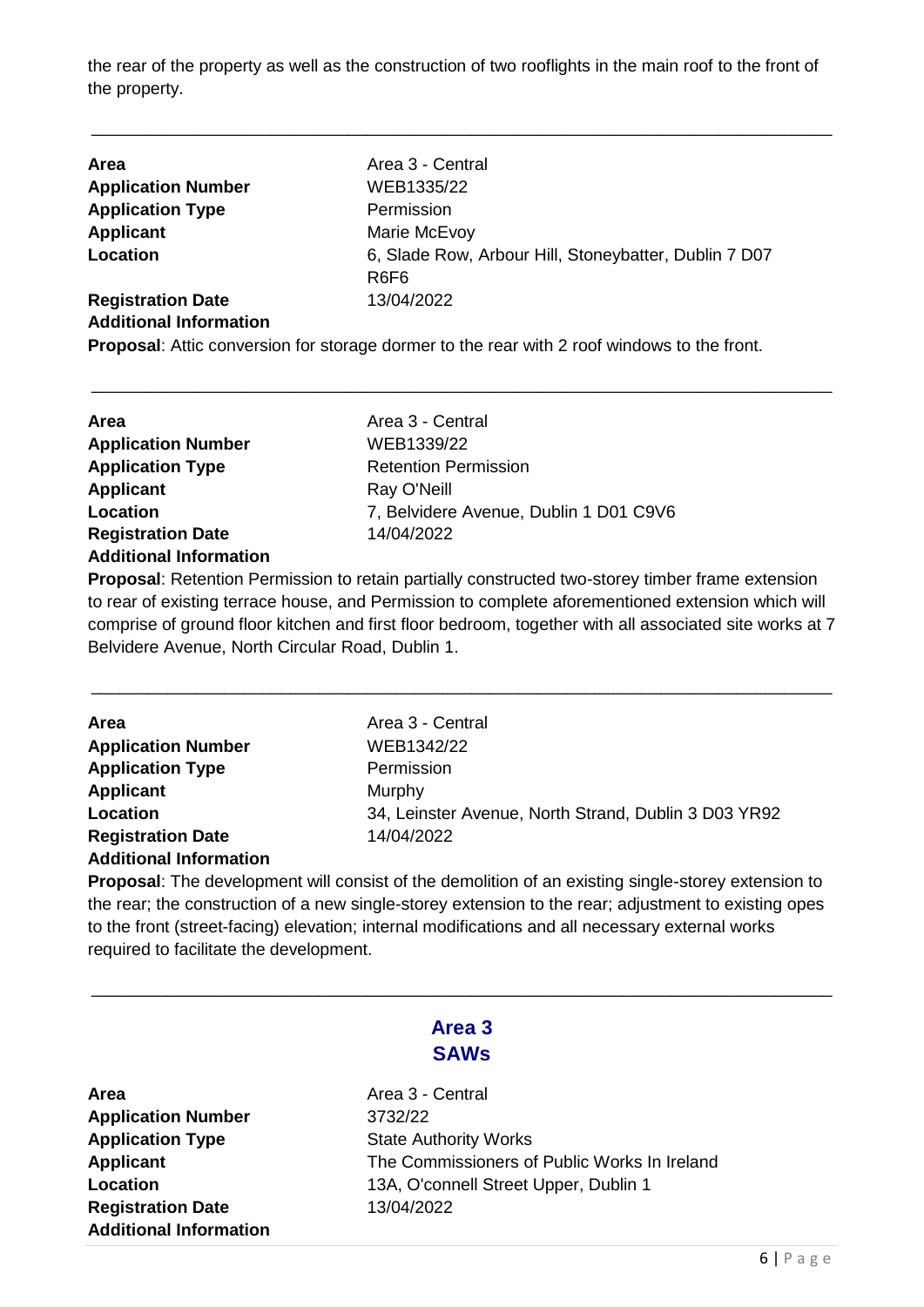the rear of the property as well as the construction of two rooflights in the main roof to the front of the property.

---

**Area** Area 3 - Central
**Application Number** WEB1335/22
**Application Type** Permission
**Applicant** Marie McEvoy
**Location** 6, Slade Row, Arbour Hill, Stoneybatter, Dublin 7 D07 R6F6
**Registration Date** 13/04/2022
**Additional Information**
**Proposal**: Attic conversion for storage dormer to the rear with 2 roof windows to the front.

---

**Area** Area 3 - Central
**Application Number** WEB1339/22
**Application Type** Retention Permission
**Applicant** Ray O'Neill
**Location** 7, Belvidere Avenue, Dublin 1 D01 C9V6
**Registration Date** 14/04/2022
**Additional Information**
**Proposal**: Retention Permission to retain partially constructed two-storey timber frame extension to rear of existing terrace house, and Permission to complete aforementioned extension which will comprise of ground floor kitchen and first floor bedroom, together with all associated site works at 7 Belvidere Avenue, North Circular Road, Dublin 1.

---

**Area** Area 3 - Central
**Application Number** WEB1342/22
**Application Type** Permission
**Applicant** Murphy
**Location** 34, Leinster Avenue, North Strand, Dublin 3 D03 YR92
**Registration Date** 14/04/2022
**Additional Information**
**Proposal**: The development will consist of the demolition of an existing single-storey extension to the rear; the construction of a new single-storey extension to the rear; adjustment to existing opes to the front (street-facing) elevation; internal modifications and all necessary external works required to facilitate the development.

---

## Area 3
## SAWs

**Area** Area 3 - Central
**Application Number** 3732/22
**Application Type** State Authority Works
**Applicant** The Commissioners of Public Works In Ireland
**Location** 13A, O'connell Street Upper, Dublin 1
**Registration Date** 13/04/2022
**Additional Information**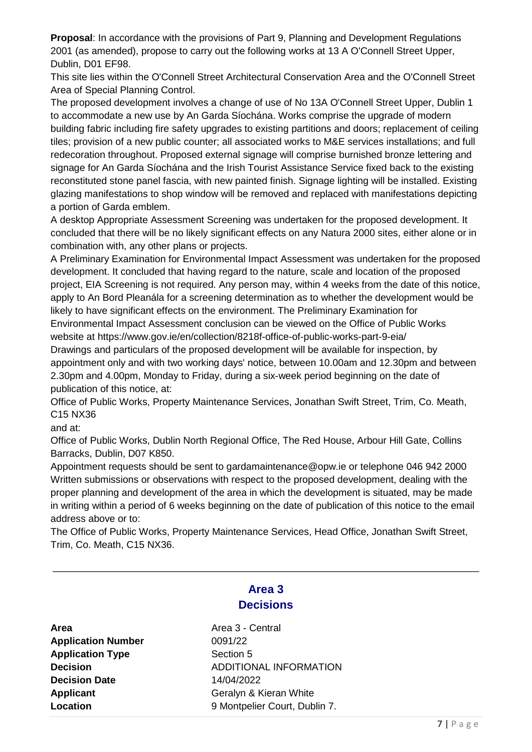**Proposal**: In accordance with the provisions of Part 9, Planning and Development Regulations 2001 (as amended), propose to carry out the following works at 13 A O'Connell Street Upper, Dublin, D01 EF98.

This site lies within the O'Connell Street Architectural Conservation Area and the O'Connell Street Area of Special Planning Control.

The proposed development involves a change of use of No 13A O'Connell Street Upper, Dublin 1 to accommodate a new use by An Garda Síochána. Works comprise the upgrade of modern building fabric including fire safety upgrades to existing partitions and doors; replacement of ceiling tiles; provision of a new public counter; all associated works to M&E services installations; and full redecoration throughout. Proposed external signage will comprise burnished bronze lettering and signage for An Garda Síochána and the Irish Tourist Assistance Service fixed back to the existing reconstituted stone panel fascia, with new painted finish. Signage lighting will be installed. Existing glazing manifestations to shop window will be removed and replaced with manifestations depicting a portion of Garda emblem.

A desktop Appropriate Assessment Screening was undertaken for the proposed development. It concluded that there will be no likely significant effects on any Natura 2000 sites, either alone or in combination with, any other plans or projects.

A Preliminary Examination for Environmental Impact Assessment was undertaken for the proposed development. It concluded that having regard to the nature, scale and location of the proposed project, EIA Screening is not required. Any person may, within 4 weeks from the date of this notice, apply to An Bord Pleanála for a screening determination as to whether the development would be likely to have significant effects on the environment. The Preliminary Examination for Environmental Impact Assessment conclusion can be viewed on the Office of Public Works website at https://www.gov.ie/en/collection/8218f-office-of-public-works-part-9-eia/

Drawings and particulars of the proposed development will be available for inspection, by appointment only and with two working days' notice, between 10.00am and 12.30pm and between 2.30pm and 4.00pm, Monday to Friday, during a six-week period beginning on the date of publication of this notice, at:

Office of Public Works, Property Maintenance Services, Jonathan Swift Street, Trim, Co. Meath, C15 NX36

and at:

Office of Public Works, Dublin North Regional Office, The Red House, Arbour Hill Gate, Collins Barracks, Dublin, D07 K850.

Appointment requests should be sent to gardamaintenance@opw.ie or telephone 046 942 2000

Written submissions or observations with respect to the proposed development, dealing with the proper planning and development of the area in which the development is situated, may be made in writing within a period of 6 weeks beginning on the date of publication of this notice to the email address above or to:

The Office of Public Works, Property Maintenance Services, Head Office, Jonathan Swift Street, Trim, Co. Meath, C15 NX36.

---

## Area 3
## Decisions

| | |
|---|---|
| **Area** | Area 3 - Central |
| **Application Number** | 0091/22 |
| **Application Type** | Section 5 |
| **Decision** | ADDITIONAL INFORMATION |
| **Decision Date** | 14/04/2022 |
| **Applicant** | Geralyn & Kieran White |
| **Location** | 9 Montpelier Court, Dublin 7. |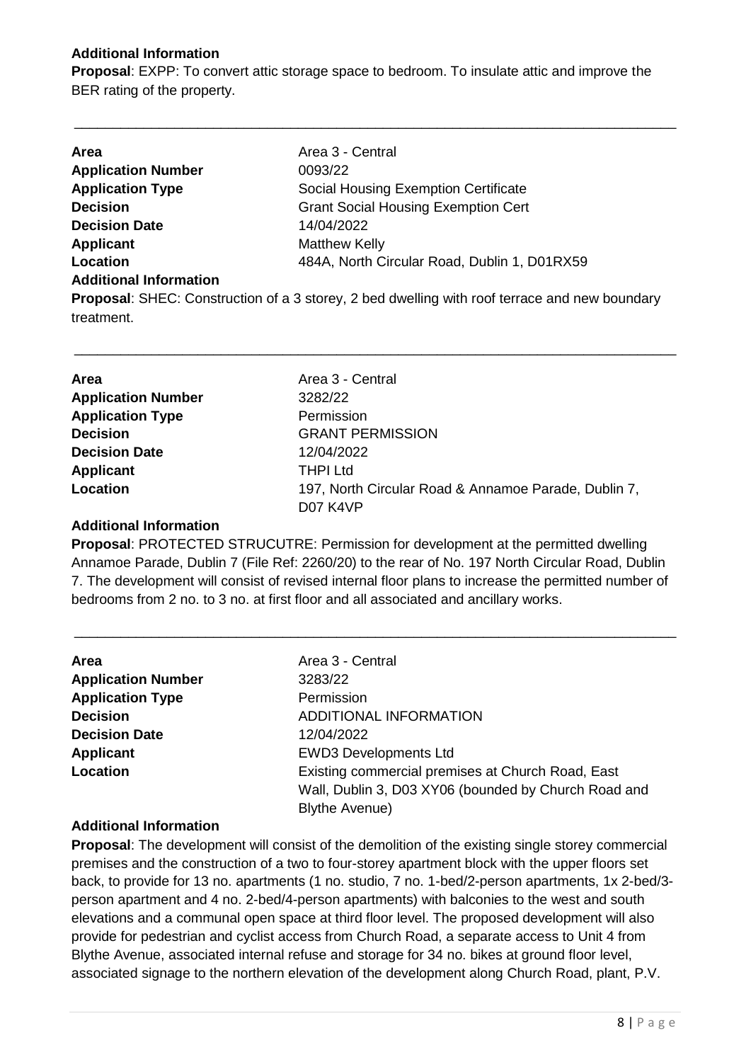**Additional Information**

**Proposal**: EXPP: To convert attic storage space to bedroom. To insulate attic and improve the BER rating of the property.

---

| | |
|---|---|
| **Area** | Area 3 - Central |
| **Application Number** | 0093/22 |
| **Application Type** | Social Housing Exemption Certificate |
| **Decision** | Grant Social Housing Exemption Cert |
| **Decision Date** | 14/04/2022 |
| **Applicant** | Matthew Kelly |
| **Location** | 484A, North Circular Road, Dublin 1, D01RX59 |

**Additional Information**

**Proposal**: SHEC: Construction of a 3 storey, 2 bed dwelling with roof terrace and new boundary treatment.

---

| | |
|---|---|
| **Area** | Area 3 - Central |
| **Application Number** | 3282/22 |
| **Application Type** | Permission |
| **Decision** | GRANT PERMISSION |
| **Decision Date** | 12/04/2022 |
| **Applicant** | THPI Ltd |
| **Location** | 197, North Circular Road & Annamoe Parade, Dublin 7, D07 K4VP |

**Additional Information**

**Proposal**: PROTECTED STRUCUTRE: Permission for development at the permitted dwelling Annamoe Parade, Dublin 7 (File Ref: 2260/20) to the rear of No. 197 North Circular Road, Dublin 7. The development will consist of revised internal floor plans to increase the permitted number of bedrooms from 2 no. to 3 no. at first floor and all associated and ancillary works.

---

| | |
|---|---|
| **Area** | Area 3 - Central |
| **Application Number** | 3283/22 |
| **Application Type** | Permission |
| **Decision** | ADDITIONAL INFORMATION |
| **Decision Date** | 12/04/2022 |
| **Applicant** | EWD3 Developments Ltd |
| **Location** | Existing commercial premises at Church Road, East Wall, Dublin 3, D03 XY06 (bounded by Church Road and Blythe Avenue) |

**Additional Information**

**Proposal**: The development will consist of the demolition of the existing single storey commercial premises and the construction of a two to four-storey apartment block with the upper floors set back, to provide for 13 no. apartments (1 no. studio, 7 no. 1-bed/2-person apartments, 1x 2-bed/3-person apartment and 4 no. 2-bed/4-person apartments) with balconies to the west and south elevations and a communal open space at third floor level. The proposed development will also provide for pedestrian and cyclist access from Church Road, a separate access to Unit 4 from Blythe Avenue, associated internal refuse and storage for 34 no. bikes at ground floor level, associated signage to the northern elevation of the development along Church Road, plant, P.V.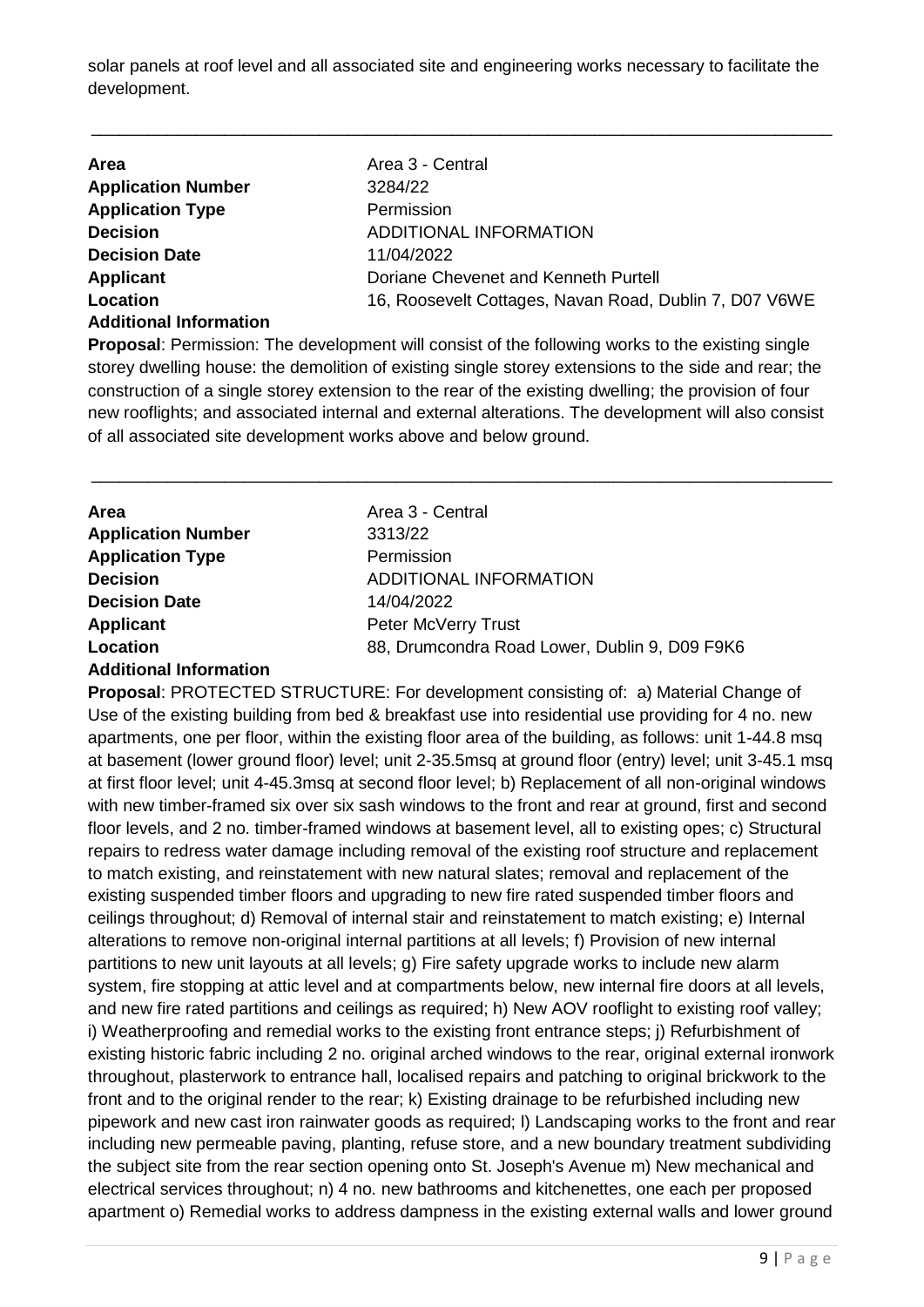solar panels at roof level and all associated site and engineering works necessary to facilitate the development.

---

**Area** Area 3 - Central
**Application Number** 3284/22
**Application Type** Permission
**Decision** ADDITIONAL INFORMATION
**Decision Date** 11/04/2022
**Applicant** Doriane Chevenet and Kenneth Purtell
**Location** 16, Roosevelt Cottages, Navan Road, Dublin 7, D07 V6WE
**Additional Information**

**Proposal**: Permission: The development will consist of the following works to the existing single storey dwelling house: the demolition of existing single storey extensions to the side and rear; the construction of a single storey extension to the rear of the existing dwelling; the provision of four new rooflights; and associated internal and external alterations. The development will also consist of all associated site development works above and below ground.

---

**Area** Area 3 - Central
**Application Number** 3313/22
**Application Type** Permission
**Decision** ADDITIONAL INFORMATION
**Decision Date** 14/04/2022
**Applicant** Peter McVerry Trust
**Location** 88, Drumcondra Road Lower, Dublin 9, D09 F9K6
**Additional Information**

**Proposal**: PROTECTED STRUCTURE: For development consisting of: a) Material Change of Use of the existing building from bed & breakfast use into residential use providing for 4 no. new apartments, one per floor, within the existing floor area of the building, as follows: unit 1-44.8 msq at basement (lower ground floor) level; unit 2-35.5msq at ground floor (entry) level; unit 3-45.1 msq at first floor level; unit 4-45.3msq at second floor level; b) Replacement of all non-original windows with new timber-framed six over six sash windows to the front and rear at ground, first and second floor levels, and 2 no. timber-framed windows at basement level, all to existing opes; c) Structural repairs to redress water damage including removal of the existing roof structure and replacement to match existing, and reinstatement with new natural slates; removal and replacement of the existing suspended timber floors and upgrading to new fire rated suspended timber floors and ceilings throughout; d) Removal of internal stair and reinstatement to match existing; e) Internal alterations to remove non-original internal partitions at all levels; f) Provision of new internal partitions to new unit layouts at all levels; g) Fire safety upgrade works to include new alarm system, fire stopping at attic level and at compartments below, new internal fire doors at all levels, and new fire rated partitions and ceilings as required; h) New AOV rooflight to existing roof valley; i) Weatherproofing and remedial works to the existing front entrance steps; j) Refurbishment of existing historic fabric including 2 no. original arched windows to the rear, original external ironwork throughout, plasterwork to entrance hall, localised repairs and patching to original brickwork to the front and to the original render to the rear; k) Existing drainage to be refurbished including new pipework and new cast iron rainwater goods as required; l) Landscaping works to the front and rear including new permeable paving, planting, refuse store, and a new boundary treatment subdividing the subject site from the rear section opening onto St. Joseph's Avenue m) New mechanical and electrical services throughout; n) 4 no. new bathrooms and kitchenettes, one each per proposed apartment o) Remedial works to address dampness in the existing external walls and lower ground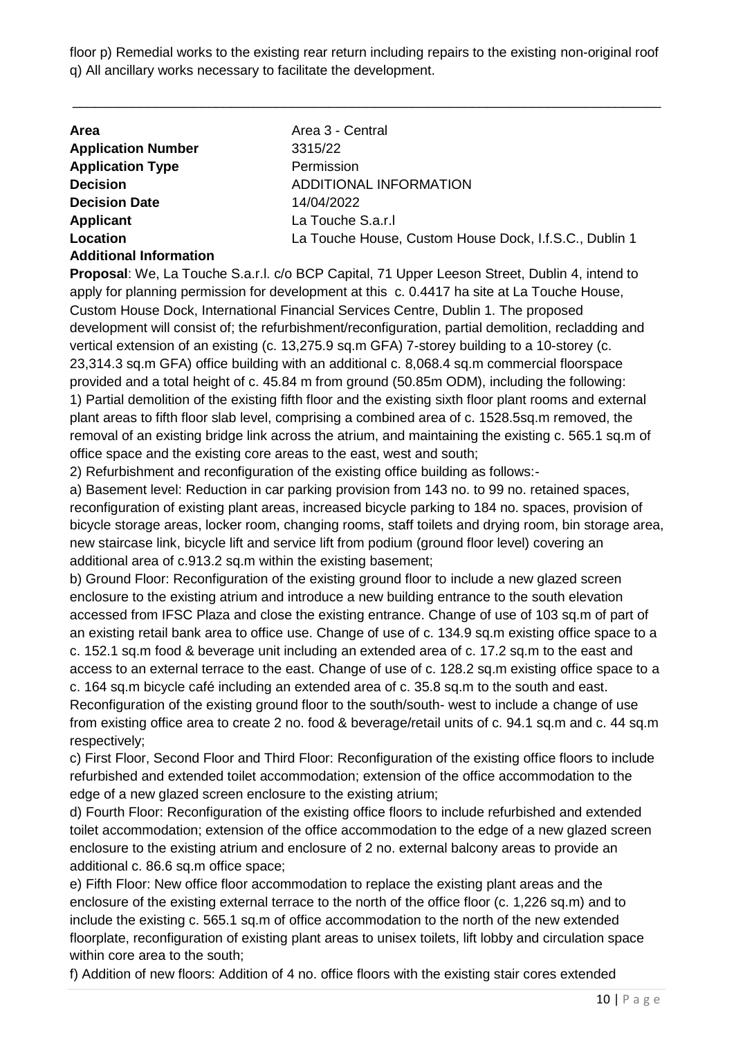floor p) Remedial works to the existing rear return including repairs to the existing non-original roof q) All ancillary works necessary to facilitate the development.

---

| | |
|---|---|
| **Area** | Area 3 - Central |
| **Application Number** | 3315/22 |
| **Application Type** | Permission |
| **Decision** | ADDITIONAL INFORMATION |
| **Decision Date** | 14/04/2022 |
| **Applicant** | La Touche S.a.r.l |
| **Location** | La Touche House, Custom House Dock, I.f.S.C., Dublin 1 |

**Additional Information**

**Proposal**: We, La Touche S.a.r.l. c/o BCP Capital, 71 Upper Leeson Street, Dublin 4, intend to apply for planning permission for development at this c. 0.4417 ha site at La Touche House, Custom House Dock, International Financial Services Centre, Dublin 1. The proposed development will consist of; the refurbishment/reconfiguration, partial demolition, recladding and vertical extension of an existing (c. 13,275.9 sq.m GFA) 7-storey building to a 10-storey (c. 23,314.3 sq.m GFA) office building with an additional c. 8,068.4 sq.m commercial floorspace provided and a total height of c. 45.84 m from ground (50.85m ODM), including the following:

1) Partial demolition of the existing fifth floor and the existing sixth floor plant rooms and external plant areas to fifth floor slab level, comprising a combined area of c. 1528.5sq.m removed, the removal of an existing bridge link across the atrium, and maintaining the existing c. 565.1 sq.m of office space and the existing core areas to the east, west and south;

2) Refurbishment and reconfiguration of the existing office building as follows:-

a) Basement level: Reduction in car parking provision from 143 no. to 99 no. retained spaces, reconfiguration of existing plant areas, increased bicycle parking to 184 no. spaces, provision of bicycle storage areas, locker room, changing rooms, staff toilets and drying room, bin storage area, new staircase link, bicycle lift and service lift from podium (ground floor level) covering an additional area of c.913.2 sq.m within the existing basement;

b) Ground Floor: Reconfiguration of the existing ground floor to include a new glazed screen enclosure to the existing atrium and introduce a new building entrance to the south elevation accessed from IFSC Plaza and close the existing entrance. Change of use of 103 sq.m of part of an existing retail bank area to office use. Change of use of c. 134.9 sq.m existing office space to a c. 152.1 sq.m food & beverage unit including an extended area of c. 17.2 sq.m to the east and access to an external terrace to the east. Change of use of c. 128.2 sq.m existing office space to a c. 164 sq.m bicycle café including an extended area of c. 35.8 sq.m to the south and east. Reconfiguration of the existing ground floor to the south/south- west to include a change of use from existing office area to create 2 no. food & beverage/retail units of c. 94.1 sq.m and c. 44 sq.m respectively;

c) First Floor, Second Floor and Third Floor: Reconfiguration of the existing office floors to include refurbished and extended toilet accommodation; extension of the office accommodation to the edge of a new glazed screen enclosure to the existing atrium;

d) Fourth Floor: Reconfiguration of the existing office floors to include refurbished and extended toilet accommodation; extension of the office accommodation to the edge of a new glazed screen enclosure to the existing atrium and enclosure of 2 no. external balcony areas to provide an additional c. 86.6 sq.m office space;

e) Fifth Floor: New office floor accommodation to replace the existing plant areas and the enclosure of the existing external terrace to the north of the office floor (c. 1,226 sq.m) and to include the existing c. 565.1 sq.m of office accommodation to the north of the new extended floorplate, reconfiguration of existing plant areas to unisex toilets, lift lobby and circulation space within core area to the south;

f) Addition of new floors: Addition of 4 no. office floors with the existing stair cores extended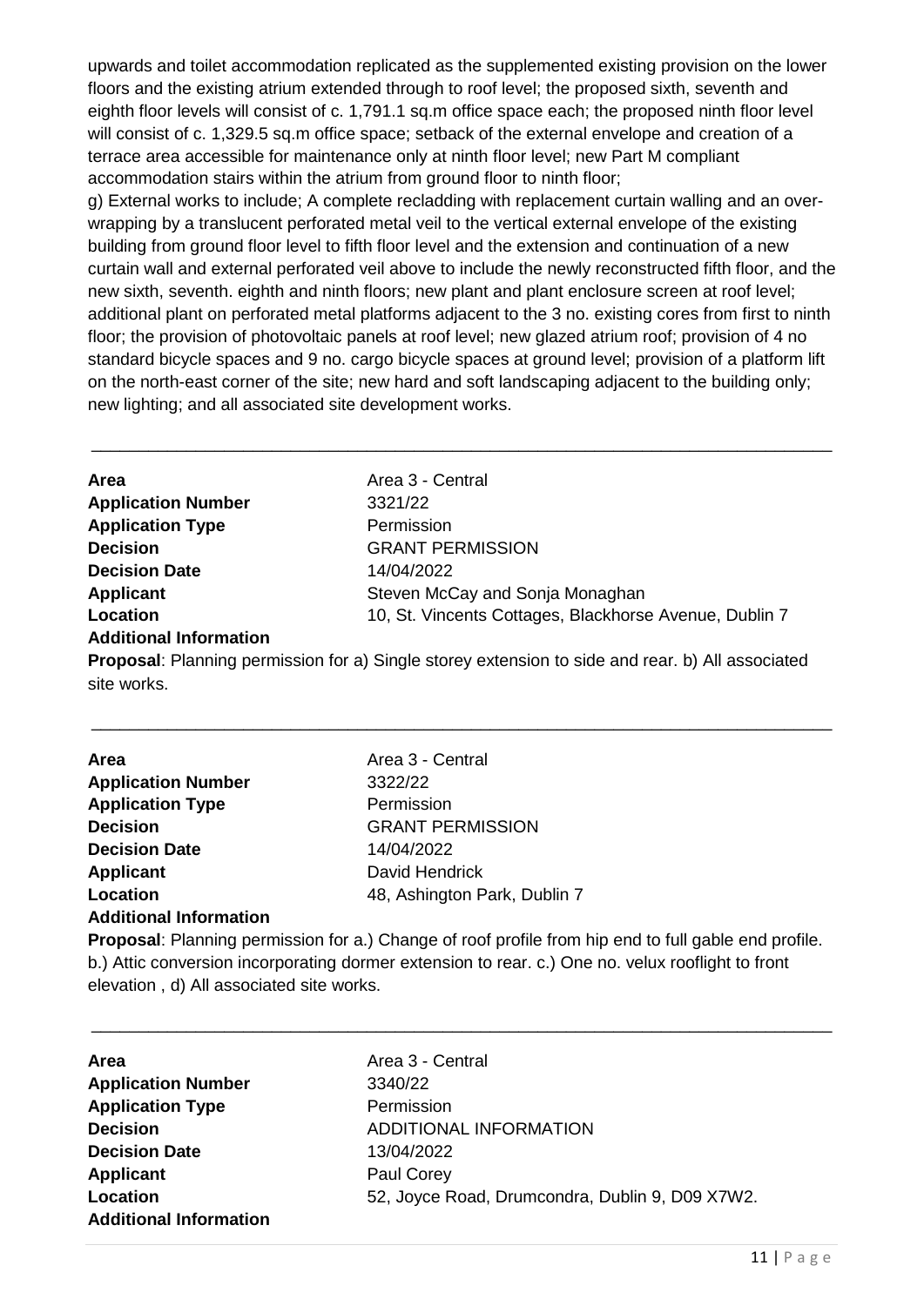upwards and toilet accommodation replicated as the supplemented existing provision on the lower floors and the existing atrium extended through to roof level; the proposed sixth, seventh and eighth floor levels will consist of c. 1,791.1 sq.m office space each; the proposed ninth floor level will consist of c. 1,329.5 sq.m office space; setback of the external envelope and creation of a terrace area accessible for maintenance only at ninth floor level; new Part M compliant accommodation stairs within the atrium from ground floor to ninth floor;
g) External works to include; A complete recladding with replacement curtain walling and an over-wrapping by a translucent perforated metal veil to the vertical external envelope of the existing building from ground floor level to fifth floor level and the extension and continuation of a new curtain wall and external perforated veil above to include the newly reconstructed fifth floor, and the new sixth, seventh. eighth and ninth floors; new plant and plant enclosure screen at roof level; additional plant on perforated metal platforms adjacent to the 3 no. existing cores from first to ninth floor; the provision of photovoltaic panels at roof level; new glazed atrium roof; provision of 4 no standard bicycle spaces and 9 no. cargo bicycle spaces at ground level; provision of a platform lift on the north-east corner of the site; new hard and soft landscaping adjacent to the building only; new lighting; and all associated site development works.

---

**Area** Area 3 - Central
**Application Number** 3321/22
**Application Type** Permission
**Decision** GRANT PERMISSION
**Decision Date** 14/04/2022
**Applicant** Steven McCay and Sonja Monaghan
**Location** 10, St. Vincents Cottages, Blackhorse Avenue, Dublin 7
**Additional Information**
**Proposal**: Planning permission for a) Single storey extension to side and rear. b) All associated site works.

---

**Area** Area 3 - Central
**Application Number** 3322/22
**Application Type** Permission
**Decision** GRANT PERMISSION
**Decision Date** 14/04/2022
**Applicant** David Hendrick
**Location** 48, Ashington Park, Dublin 7
**Additional Information**
**Proposal**: Planning permission for a.) Change of roof profile from hip end to full gable end profile. b.) Attic conversion incorporating dormer extension to rear. c.) One no. velux rooflight to front elevation , d) All associated site works.

---

**Area** Area 3 - Central
**Application Number** 3340/22
**Application Type** Permission
**Decision** ADDITIONAL INFORMATION
**Decision Date** 13/04/2022
**Applicant** Paul Corey
**Location** 52, Joyce Road, Drumcondra, Dublin 9, D09 X7W2.
**Additional Information**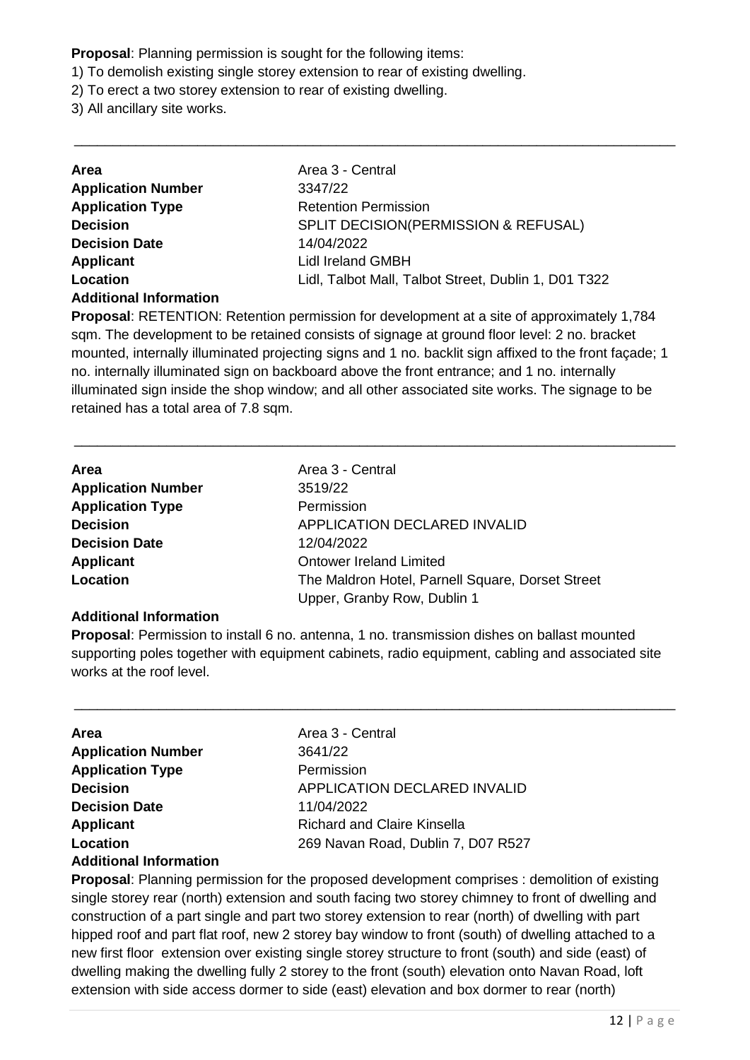**Proposal**: Planning permission is sought for the following items:
1) To demolish existing single storey extension to rear of existing dwelling.
2) To erect a two storey extension to rear of existing dwelling.
3) All ancillary site works.

---

| | |
|---|---|
| **Area** | Area 3 - Central |
| **Application Number** | 3347/22 |
| **Application Type** | Retention Permission |
| **Decision** | SPLIT DECISION(PERMISSION & REFUSAL) |
| **Decision Date** | 14/04/2022 |
| **Applicant** | Lidl Ireland GMBH |
| **Location** | Lidl, Talbot Mall, Talbot Street, Dublin 1, D01 T322 |

**Additional Information**

**Proposal**: RETENTION: Retention permission for development at a site of approximately 1,784 sqm. The development to be retained consists of signage at ground floor level: 2 no. bracket mounted, internally illuminated projecting signs and 1 no. backlit sign affixed to the front façade; 1 no. internally illuminated sign on backboard above the front entrance; and 1 no. internally illuminated sign inside the shop window; and all other associated site works. The signage to be retained has a total area of 7.8 sqm.

---

| | |
|---|---|
| **Area** | Area 3 - Central |
| **Application Number** | 3519/22 |
| **Application Type** | Permission |
| **Decision** | APPLICATION DECLARED INVALID |
| **Decision Date** | 12/04/2022 |
| **Applicant** | Ontower Ireland Limited |
| **Location** | The Maldron Hotel, Parnell Square, Dorset Street Upper, Granby Row, Dublin 1 |

**Additional Information**

**Proposal**: Permission to install 6 no. antenna, 1 no. transmission dishes on ballast mounted supporting poles together with equipment cabinets, radio equipment, cabling and associated site works at the roof level.

---

| | |
|---|---|
| **Area** | Area 3 - Central |
| **Application Number** | 3641/22 |
| **Application Type** | Permission |
| **Decision** | APPLICATION DECLARED INVALID |
| **Decision Date** | 11/04/2022 |
| **Applicant** | Richard and Claire Kinsella |
| **Location** | 269 Navan Road, Dublin 7, D07 R527 |

**Additional Information**

**Proposal**: Planning permission for the proposed development comprises : demolition of existing single storey rear (north) extension and south facing two storey chimney to front of dwelling and construction of a part single and part two storey extension to rear (north) of dwelling with part hipped roof and part flat roof, new 2 storey bay window to front (south) of dwelling attached to a new first floor extension over existing single storey structure to front (south) and side (east) of dwelling making the dwelling fully 2 storey to the front (south) elevation onto Navan Road, loft extension with side access dormer to side (east) elevation and box dormer to rear (north)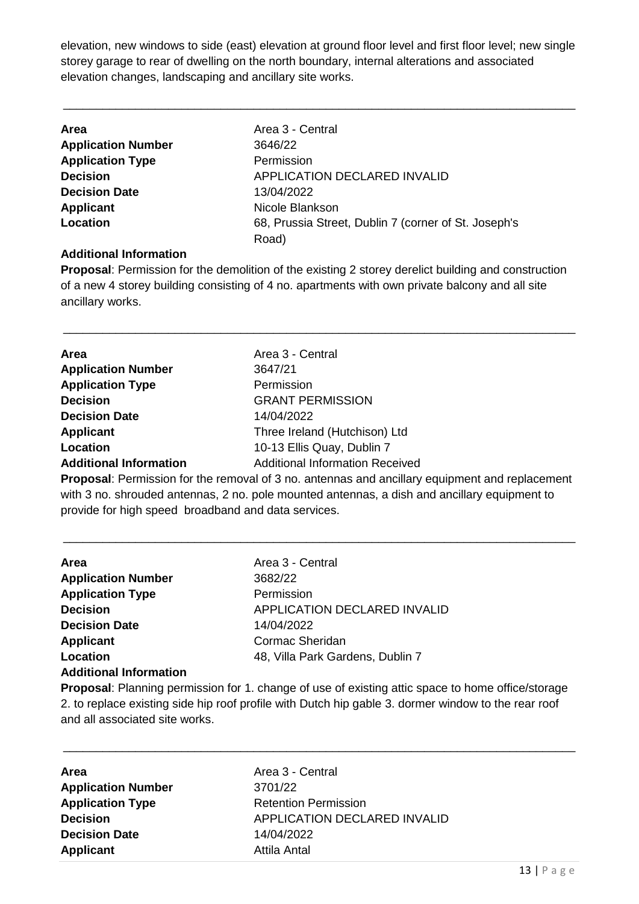elevation, new windows to side (east) elevation at ground floor level and first floor level; new single storey garage to rear of dwelling on the north boundary, internal alterations and associated elevation changes, landscaping and ancillary site works.

---

| | |
|---|---|
| **Area** | Area 3 - Central |
| **Application Number** | 3646/22 |
| **Application Type** | Permission |
| **Decision** | APPLICATION DECLARED INVALID |
| **Decision Date** | 13/04/2022 |
| **Applicant** | Nicole Blankson |
| **Location** | 68, Prussia Street, Dublin 7 (corner of St. Joseph's Road) |
| **Additional Information** | |

**Proposal**: Permission for the demolition of the existing 2 storey derelict building and construction of a new 4 storey building consisting of 4 no. apartments with own private balcony and all site ancillary works.

---

| | |
|---|---|
| **Area** | Area 3 - Central |
| **Application Number** | 3647/21 |
| **Application Type** | Permission |
| **Decision** | GRANT PERMISSION |
| **Decision Date** | 14/04/2022 |
| **Applicant** | Three Ireland (Hutchison) Ltd |
| **Location** | 10-13 Ellis Quay, Dublin 7 |
| **Additional Information** | Additional Information Received |

**Proposal**: Permission for the removal of 3 no. antennas and ancillary equipment and replacement with 3 no. shrouded antennas, 2 no. pole mounted antennas, a dish and ancillary equipment to provide for high speed broadband and data services.

---

| | |
|---|---|
| **Area** | Area 3 - Central |
| **Application Number** | 3682/22 |
| **Application Type** | Permission |
| **Decision** | APPLICATION DECLARED INVALID |
| **Decision Date** | 14/04/2022 |
| **Applicant** | Cormac Sheridan |
| **Location** | 48, Villa Park Gardens, Dublin 7 |
| **Additional Information** | |

**Proposal**: Planning permission for 1. change of use of existing attic space to home office/storage 2. to replace existing side hip roof profile with Dutch hip gable 3. dormer window to the rear roof and all associated site works.

---

| | |
|---|---|
| **Area** | Area 3 - Central |
| **Application Number** | 3701/22 |
| **Application Type** | Retention Permission |
| **Decision** | APPLICATION DECLARED INVALID |
| **Decision Date** | 14/04/2022 |
| **Applicant** | Attila Antal |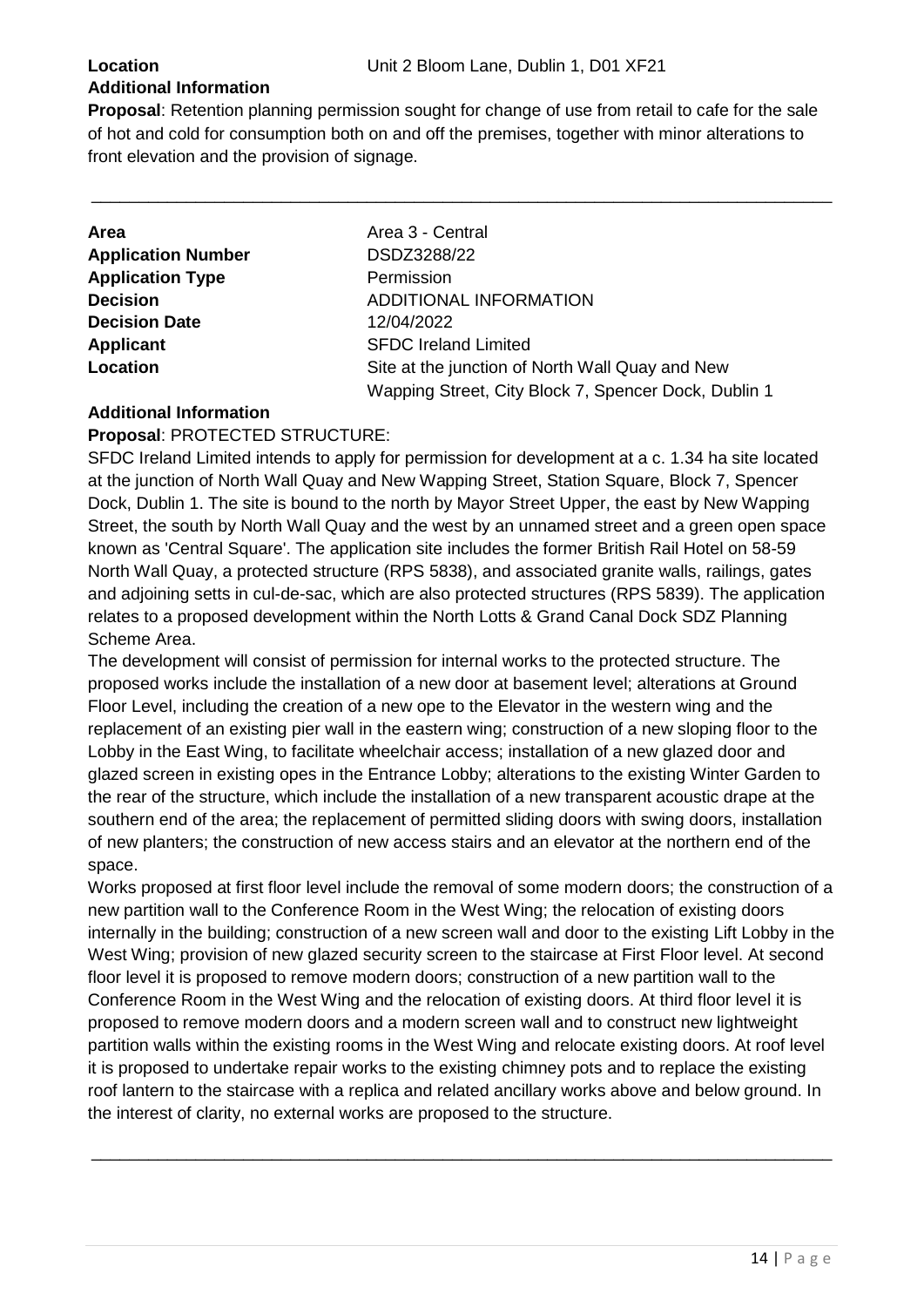**Location** Unit 2 Bloom Lane, Dublin 1, D01 XF21

**Additional Information**

**Proposal**: Retention planning permission sought for change of use from retail to cafe for the sale of hot and cold for consumption both on and off the premises, together with minor alterations to front elevation and the provision of signage.

---

| | |
|---|---|
| **Area** | Area 3 - Central |
| **Application Number** | DSDZ3288/22 |
| **Application Type** | Permission |
| **Decision** | ADDITIONAL INFORMATION |
| **Decision Date** | 12/04/2022 |
| **Applicant** | SFDC Ireland Limited |
| **Location** | Site at the junction of North Wall Quay and New Wapping Street, City Block 7, Spencer Dock, Dublin 1 |

**Additional Information**

**Proposal**: PROTECTED STRUCTURE:

SFDC Ireland Limited intends to apply for permission for development at a c. 1.34 ha site located at the junction of North Wall Quay and New Wapping Street, Station Square, Block 7, Spencer Dock, Dublin 1. The site is bound to the north by Mayor Street Upper, the east by New Wapping Street, the south by North Wall Quay and the west by an unnamed street and a green open space known as 'Central Square'. The application site includes the former British Rail Hotel on 58-59 North Wall Quay, a protected structure (RPS 5838), and associated granite walls, railings, gates and adjoining setts in cul-de-sac, which are also protected structures (RPS 5839). The application relates to a proposed development within the North Lotts & Grand Canal Dock SDZ Planning Scheme Area.

The development will consist of permission for internal works to the protected structure. The proposed works include the installation of a new door at basement level; alterations at Ground Floor Level, including the creation of a new ope to the Elevator in the western wing and the replacement of an existing pier wall in the eastern wing; construction of a new sloping floor to the Lobby in the East Wing, to facilitate wheelchair access; installation of a new glazed door and glazed screen in existing opes in the Entrance Lobby; alterations to the existing Winter Garden to the rear of the structure, which include the installation of a new transparent acoustic drape at the southern end of the area; the replacement of permitted sliding doors with swing doors, installation of new planters; the construction of new access stairs and an elevator at the northern end of the space.

Works proposed at first floor level include the removal of some modern doors; the construction of a new partition wall to the Conference Room in the West Wing; the relocation of existing doors internally in the building; construction of a new screen wall and door to the existing Lift Lobby in the West Wing; provision of new glazed security screen to the staircase at First Floor level. At second floor level it is proposed to remove modern doors; construction of a new partition wall to the Conference Room in the West Wing and the relocation of existing doors. At third floor level it is proposed to remove modern doors and a modern screen wall and to construct new lightweight partition walls within the existing rooms in the West Wing and relocate existing doors. At roof level it is proposed to undertake repair works to the existing chimney pots and to replace the existing roof lantern to the staircase with a replica and related ancillary works above and below ground. In the interest of clarity, no external works are proposed to the structure.

---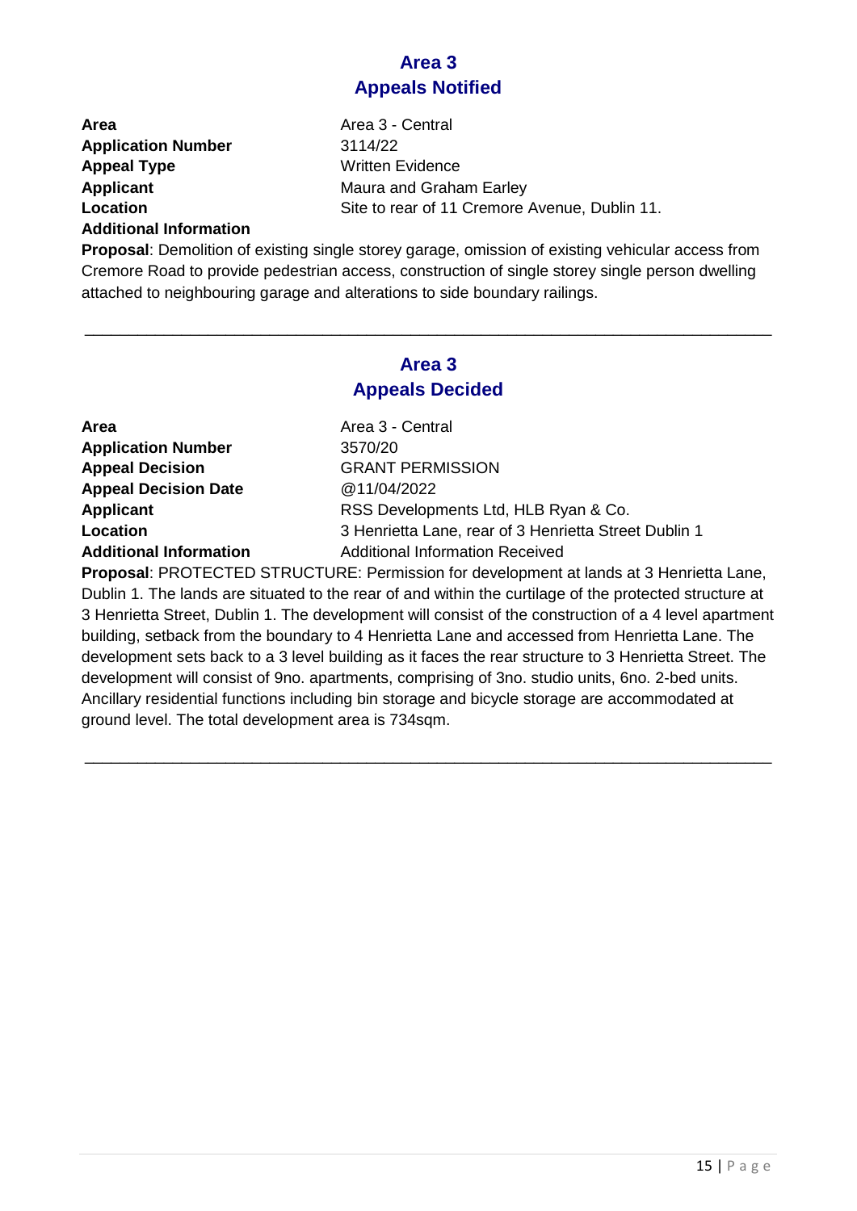## Area 3
## Appeals Notified

| | |
|---|---|
| **Area** | Area 3 - Central |
| **Application Number** | 3114/22 |
| **Appeal Type** | Written Evidence |
| **Applicant** | Maura and Graham Earley |
| **Location** | Site to rear of 11 Cremore Avenue, Dublin 11. |
| **Additional Information** | |

**Proposal**: Demolition of existing single storey garage, omission of existing vehicular access from Cremore Road to provide pedestrian access, construction of single storey single person dwelling attached to neighbouring garage and alterations to side boundary railings.

---

## Area 3
## Appeals Decided

| | |
|---|---|
| **Area** | Area 3 - Central |
| **Application Number** | 3570/20 |
| **Appeal Decision** | GRANT PERMISSION |
| **Appeal Decision Date** | @11/04/2022 |
| **Applicant** | RSS Developments Ltd, HLB Ryan & Co. |
| **Location** | 3 Henrietta Lane, rear of 3 Henrietta Street Dublin 1 |
| **Additional Information** | Additional Information Received |

**Proposal**: PROTECTED STRUCTURE: Permission for development at lands at 3 Henrietta Lane, Dublin 1. The lands are situated to the rear of and within the curtilage of the protected structure at 3 Henrietta Street, Dublin 1. The development will consist of the construction of a 4 level apartment building, setback from the boundary to 4 Henrietta Lane and accessed from Henrietta Lane. The development sets back to a 3 level building as it faces the rear structure to 3 Henrietta Street. The development will consist of 9no. apartments, comprising of 3no. studio units, 6no. 2-bed units. Ancillary residential functions including bin storage and bicycle storage are accommodated at ground level. The total development area is 734sqm.

---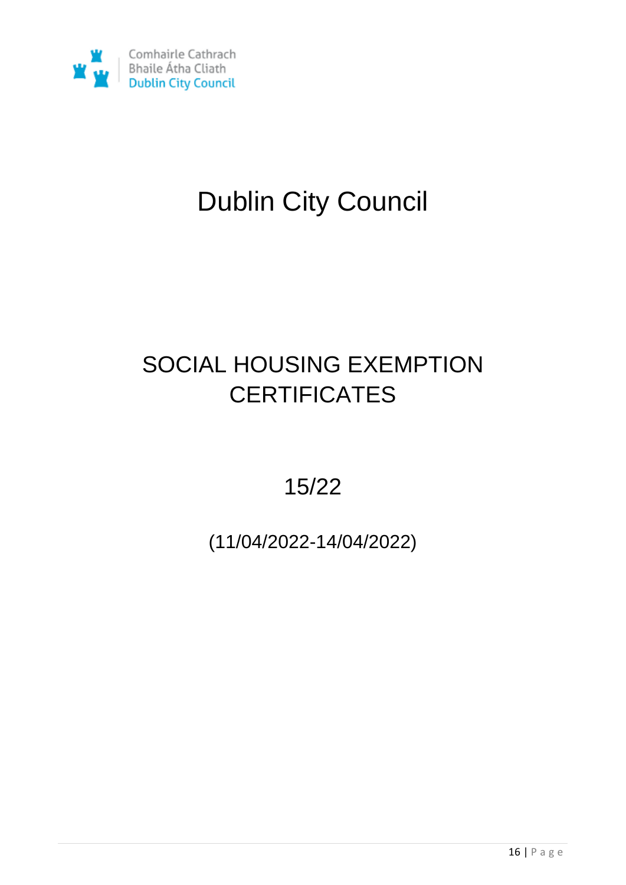Comhairle Cathrach Bhaile Átha Cliath
Dublin City Council

# Dublin City Council

# SOCIAL HOUSING EXEMPTION CERTIFICATES

## 15/22

## (11/04/2022-14/04/2022)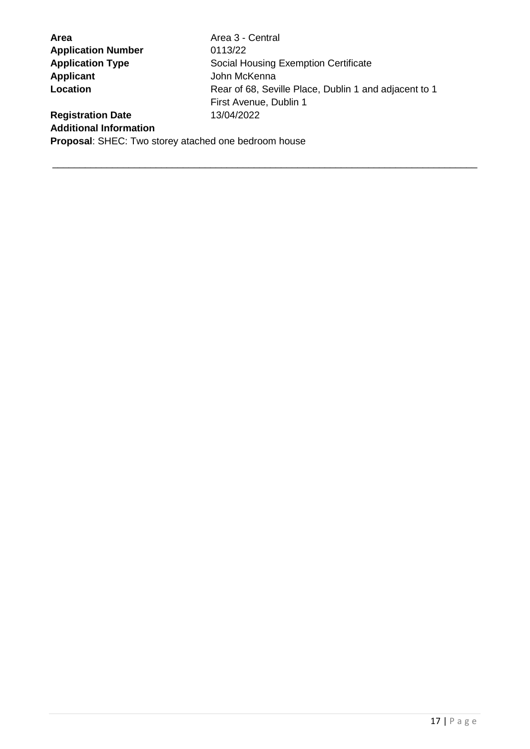| | |
|---|---|
| **Area** | Area 3 - Central |
| **Application Number** | 0113/22 |
| **Application Type** | Social Housing Exemption Certificate |
| **Applicant** | John McKenna |
| **Location** | Rear of 68, Seville Place, Dublin 1 and adjacent to 1 First Avenue, Dublin 1 |
| **Registration Date** | 13/04/2022 |
| **Additional Information** | |

**Proposal**: SHEC: Two storey atached one bedroom house

---